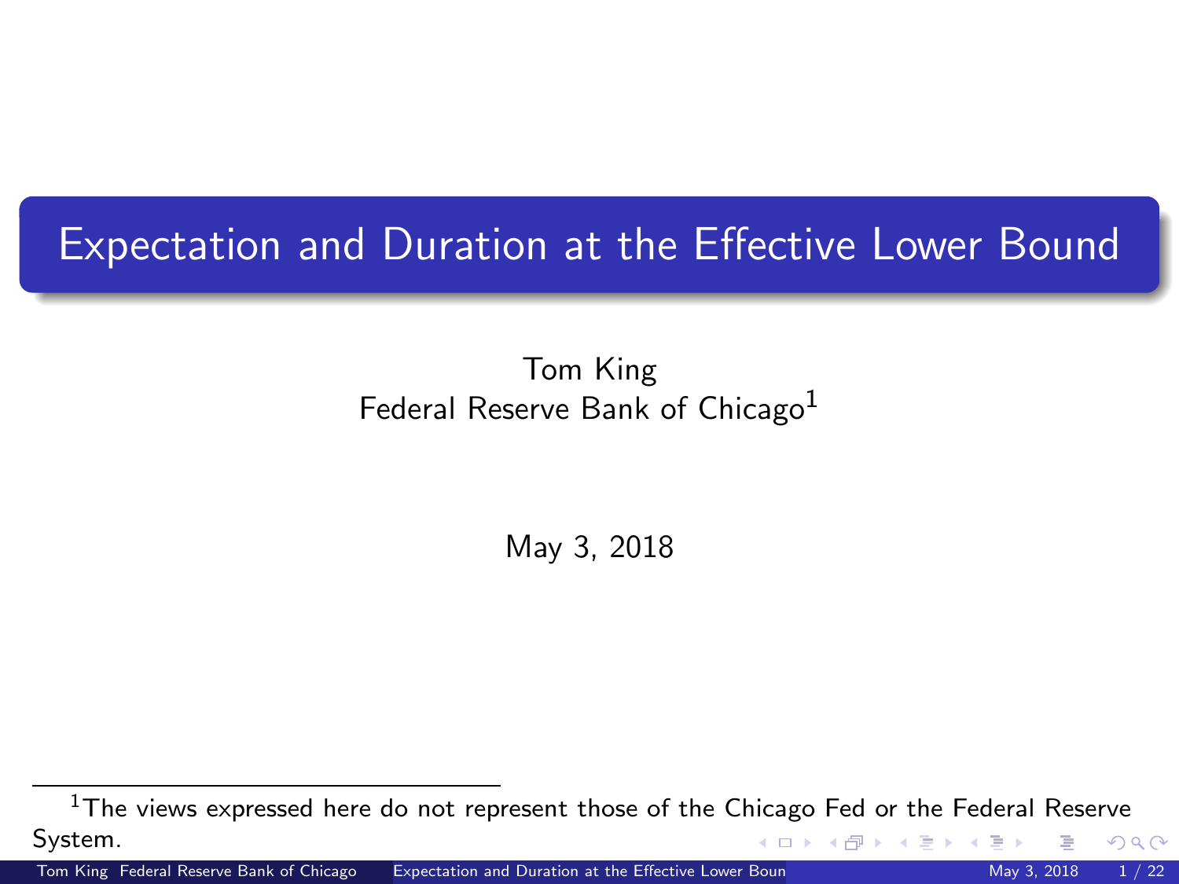# Expectation and Duration at the Effective Lower Bound

Tom King
Federal Reserve Bank of Chicago[1]

May 3, 2018

[1] The views expressed here do not represent those of the Chicago Fed or the Federal Reserve System.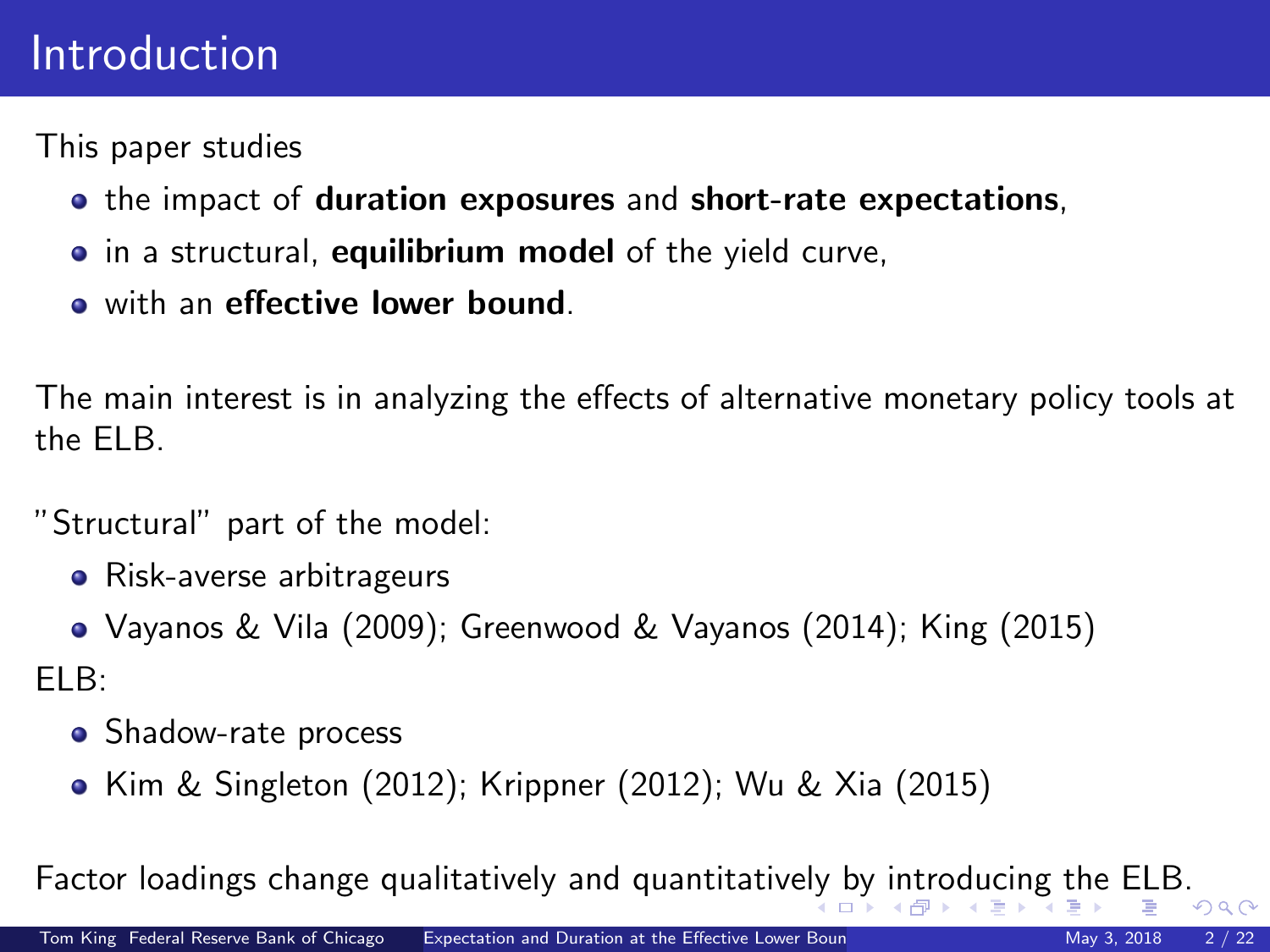# Introduction

This paper studies

- the impact of **duration exposures** and **short-rate expectations**,
- in a structural, **equilibrium model** of the yield curve,
- with an **effective lower bound**.

The main interest is in analyzing the effects of alternative monetary policy tools at the ELB.

"Structural" part of the model:

- Risk-averse arbitrageurs
- Vayanos & Vila (2009); Greenwood & Vayanos (2014); King (2015)

ELB:

- Shadow-rate process
- Kim & Singleton (2012); Krippner (2012); Wu & Xia (2015)

Factor loadings change qualitatively and quantitatively by introducing the ELB.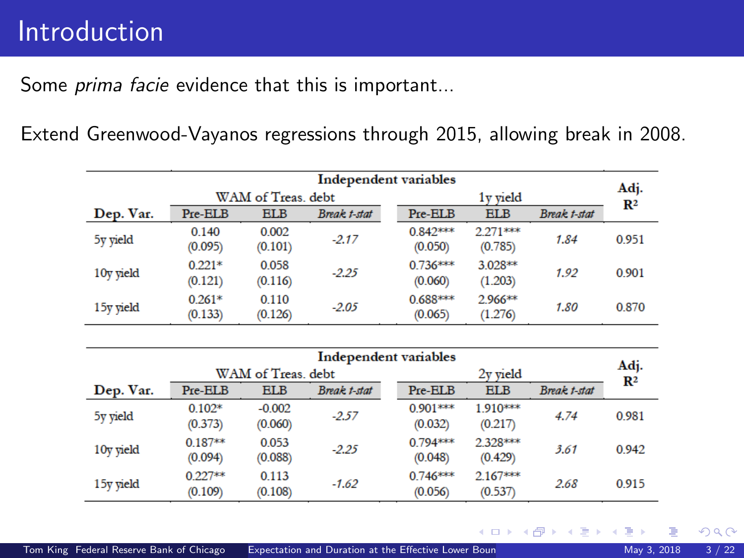# Introduction

Some *prima facie* evidence that this is important...

Extend Greenwood-Vayanos regressions through 2015, allowing break in 2008.

| Dep. Var. | WAM of Treas. debt: Pre-ELB | WAM of Treas. debt: ELB | WAM of Treas. debt: *Break t-stat* | 1y yield: Pre-ELB | 1y yield: ELB | 1y yield: *Break t-stat* | Adj. $R^2$ |
|---|---|---|---|---|---|---|---|
| 5y yield | 0.140 (0.095) | 0.002 (0.101) | *-2.17* | 0.842*** (0.050) | 2.271*** (0.785) | *1.84* | 0.951 |
| 10y yield | 0.221* (0.121) | 0.058 (0.116) | *-2.25* | 0.736*** (0.060) | 3.028** (1.203) | *1.92* | 0.901 |
| 15y yield | 0.261* (0.133) | 0.110 (0.126) | *-2.05* | 0.688*** (0.065) | 2.966** (1.276) | *1.80* | 0.870 |

| Dep. Var. | WAM of Treas. debt: Pre-ELB | WAM of Treas. debt: ELB | WAM of Treas. debt: *Break t-stat* | 2y yield: Pre-ELB | 2y yield: ELB | 2y yield: *Break t-stat* | Adj. $R^2$ |
|---|---|---|---|---|---|---|---|
| 5y yield | 0.102* (0.373) | -0.002 (0.060) | *-2.57* | 0.901*** (0.032) | 1.910*** (0.217) | *4.74* | 0.981 |
| 10y yield | 0.187** (0.094) | 0.053 (0.088) | *-2.25* | 0.794*** (0.048) | 2.328*** (0.429) | *3.61* | 0.942 |
| 15y yield | 0.227** (0.109) | 0.113 (0.108) | *-1.62* | 0.746*** (0.056) | 2.167*** (0.537) | *2.68* | 0.915 |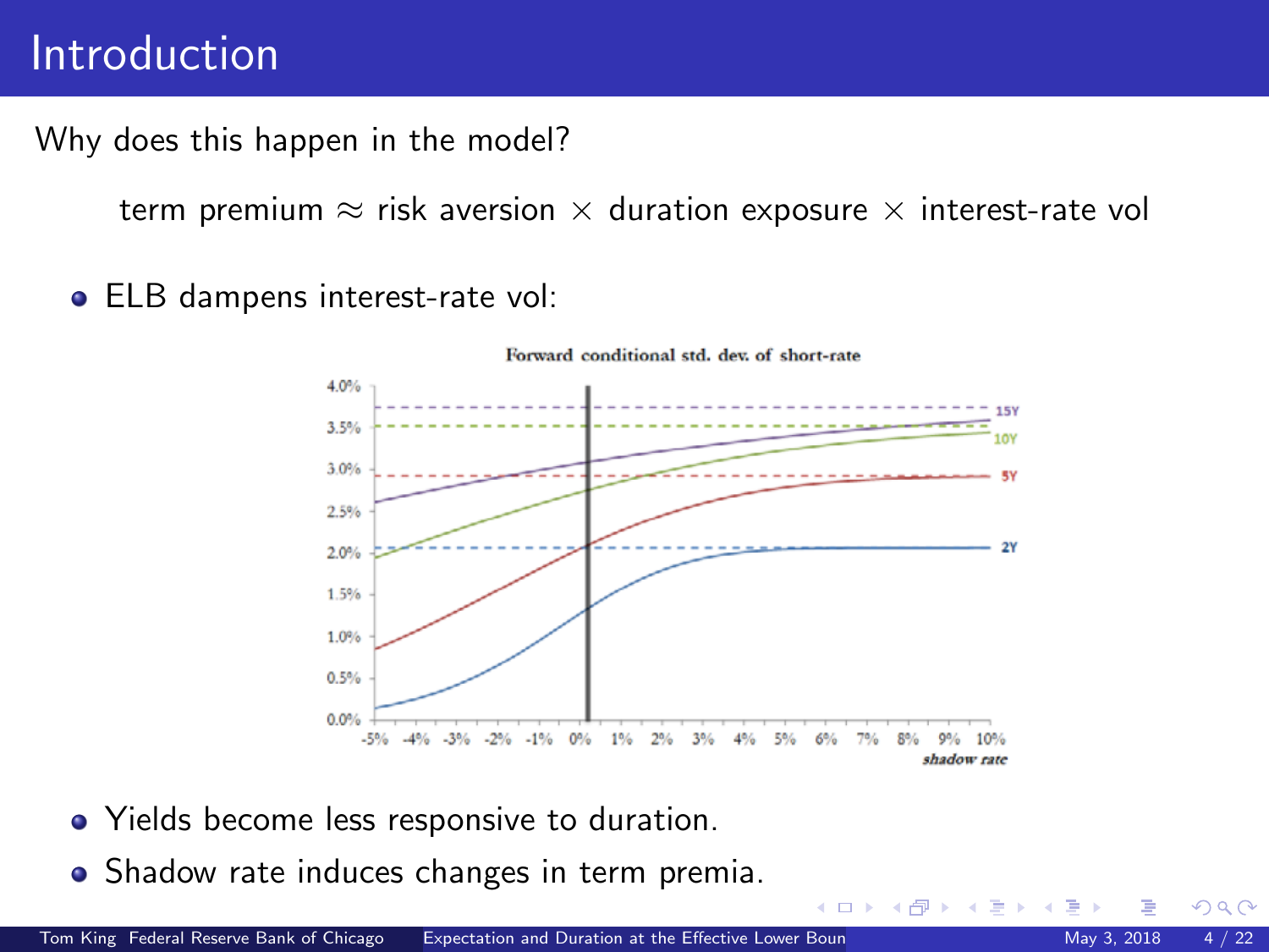# Introduction

Why does this happen in the model?

$$\text{term premium} \approx \text{risk aversion} \times \text{duration exposure} \times \text{interest-rate vol}$$

- ELB dampens interest-rate vol:

Forward conditional std. dev. of short-rate

- Yields become less responsive to duration.
- Shadow rate induces changes in term premia.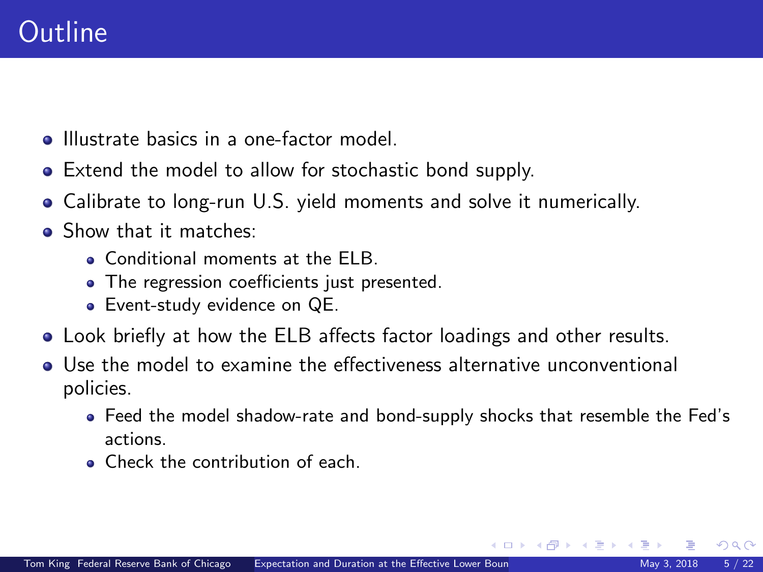# Outline

- Illustrate basics in a one-factor model.
- Extend the model to allow for stochastic bond supply.
- Calibrate to long-run U.S. yield moments and solve it numerically.
- Show that it matches:
  - Conditional moments at the ELB.
  - The regression coefficients just presented.
  - Event-study evidence on QE.
- Look briefly at how the ELB affects factor loadings and other results.
- Use the model to examine the effectiveness alternative unconventional policies.
  - Feed the model shadow-rate and bond-supply shocks that resemble the Fed's actions.
  - Check the contribution of each.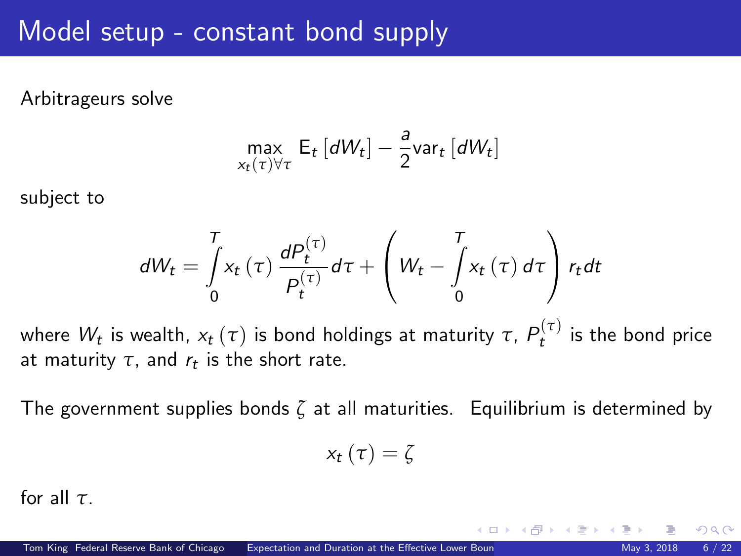# Model setup - constant bond supply

Arbitrageurs solve

$$\max_{x_t(\tau)\forall\tau} \mathrm{E}_t\left[dW_t\right] - \frac{a}{2}\mathrm{var}_t\left[dW_t\right]$$

subject to

$$dW_t = \int_0^T x_t\left(\tau\right)\frac{dP_t^{(\tau)}}{P_t^{(\tau)}}d\tau + \left(W_t - \int_0^T x_t\left(\tau\right)d\tau\right)r_t dt$$

where $W_t$ is wealth, $x_t\left(\tau\right)$ is bond holdings at maturity $\tau$, $P_t^{(\tau)}$ is the bond price at maturity $\tau$, and $r_t$ is the short rate.

The government supplies bonds $\zeta$ at all maturities. Equilibrium is determined by

$$x_t\left(\tau\right) = \zeta$$

for all $\tau$.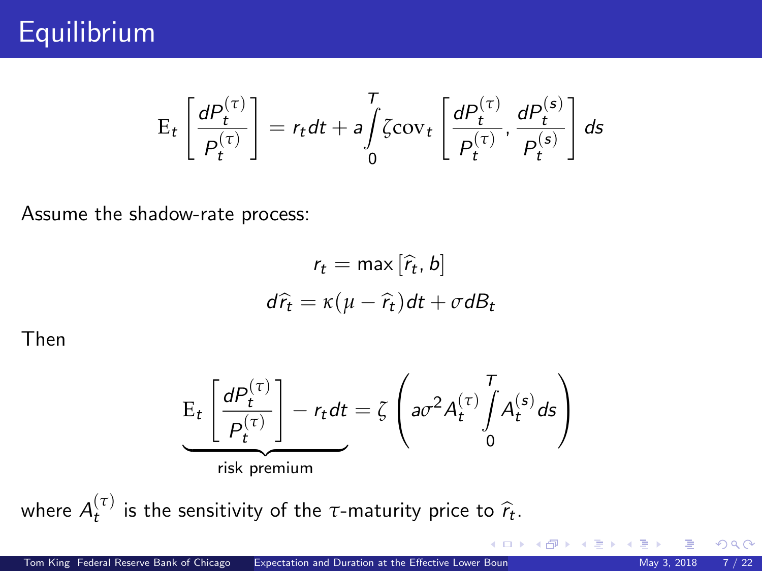# Equilibrium

$$\mathrm{E}_t\left[\frac{dP_t^{(\tau)}}{P_t^{(\tau)}}\right] = r_t dt + a\int_0^T \zeta \mathrm{cov}_t\left[\frac{dP_t^{(\tau)}}{P_t^{(\tau)}}, \frac{dP_t^{(s)}}{P_t^{(s)}}\right] ds$$

Assume the shadow-rate process:

$$r_t = \max\left[\widehat{r}_t, b\right]$$

$$d\widehat{r}_t = \kappa(\mu - \widehat{r}_t)dt + \sigma dB_t$$

Then

$$\underbrace{\mathrm{E}_t\left[\frac{dP_t^{(\tau)}}{P_t^{(\tau)}}\right] - r_t dt}_{\text{risk premium}} = \zeta\left(a\sigma^2 A_t^{(\tau)} \int_0^T A_t^{(s)} ds\right)$$

where $A_t^{(\tau)}$ is the sensitivity of the $\tau$-maturity price to $\widehat{r}_t$.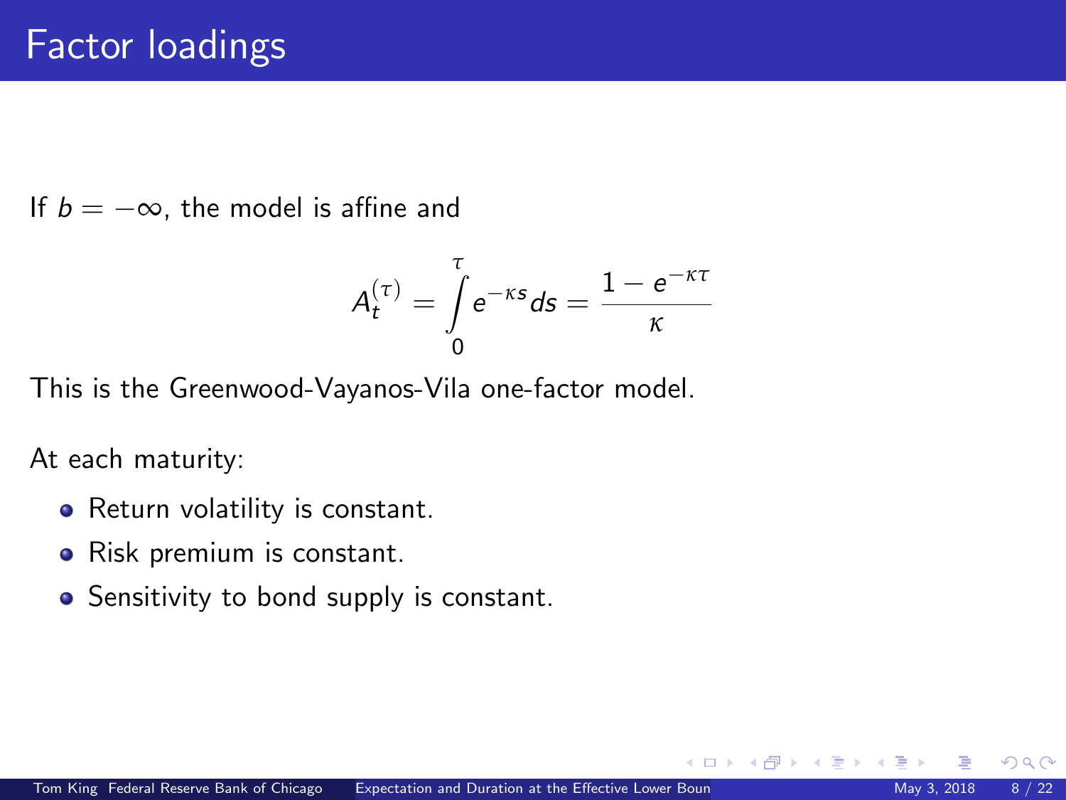# Factor loadings

If $b = -\infty$, the model is affine and

$$A_t^{(\tau)} = \int_0^{\tau} e^{-\kappa s} ds = \frac{1 - e^{-\kappa\tau}}{\kappa}$$

This is the Greenwood-Vayanos-Vila one-factor model.

At each maturity:

- Return volatility is constant.
- Risk premium is constant.
- Sensitivity to bond supply is constant.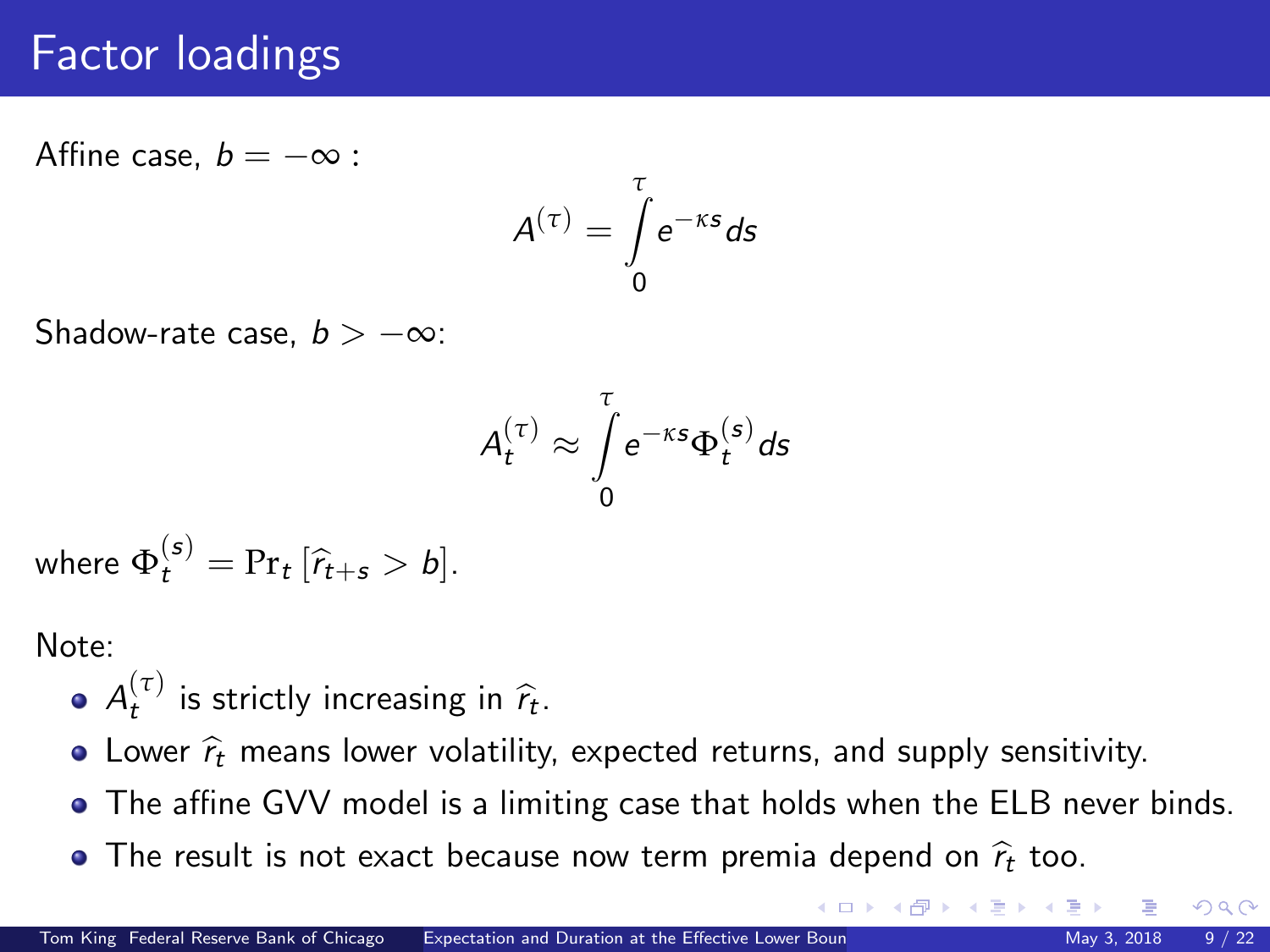# Factor loadings

Affine case, $b = -\infty$ :

$$A^{(\tau)} = \int_0^\tau e^{-\kappa s} ds$$

Shadow-rate case, $b > -\infty$:

$$A_t^{(\tau)} \approx \int_0^\tau e^{-\kappa s} \Phi_t^{(s)} ds$$

where $\Phi_t^{(s)} = \Pr_t\left[\widehat{r}_{t+s} > b\right]$.

Note:

- $A_t^{(\tau)}$ is strictly increasing in $\widehat{r}_t$.
- Lower $\widehat{r}_t$ means lower volatility, expected returns, and supply sensitivity.
- The affine GVV model is a limiting case that holds when the ELB never binds.
- The result is not exact because now term premia depend on $\widehat{r}_t$ too.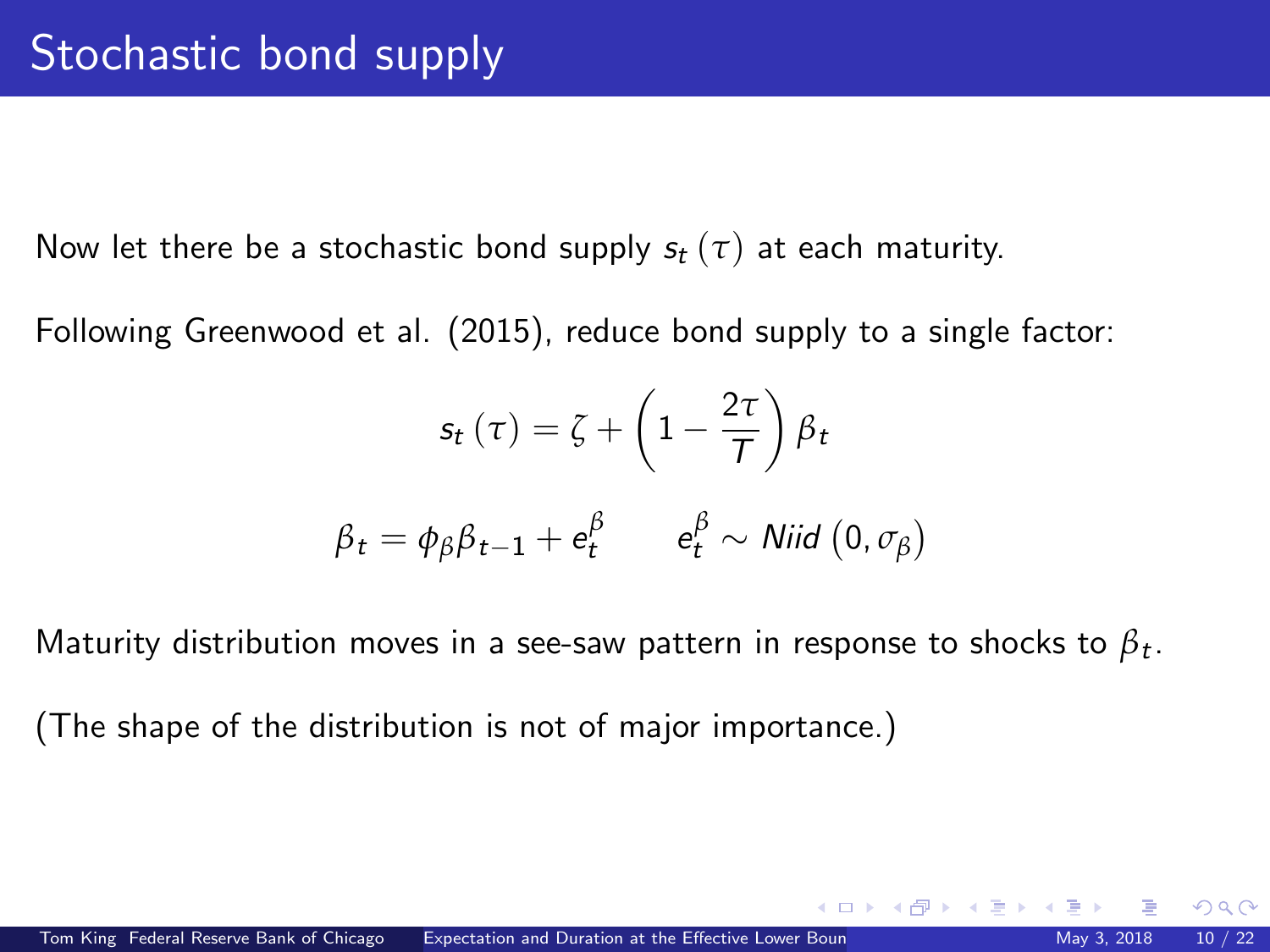# Stochastic bond supply

Now let there be a stochastic bond supply $s_t(\tau)$ at each maturity.

Following Greenwood et al. (2015), reduce bond supply to a single factor:

$$s_t(\tau) = \zeta + \left(1 - \frac{2\tau}{T}\right)\beta_t$$

$$\beta_t = \phi_\beta \beta_{t-1} + e_t^\beta \qquad e_t^\beta \sim Niid\left(0, \sigma_\beta\right)$$

Maturity distribution moves in a see-saw pattern in response to shocks to $\beta_t$.

(The shape of the distribution is not of major importance.)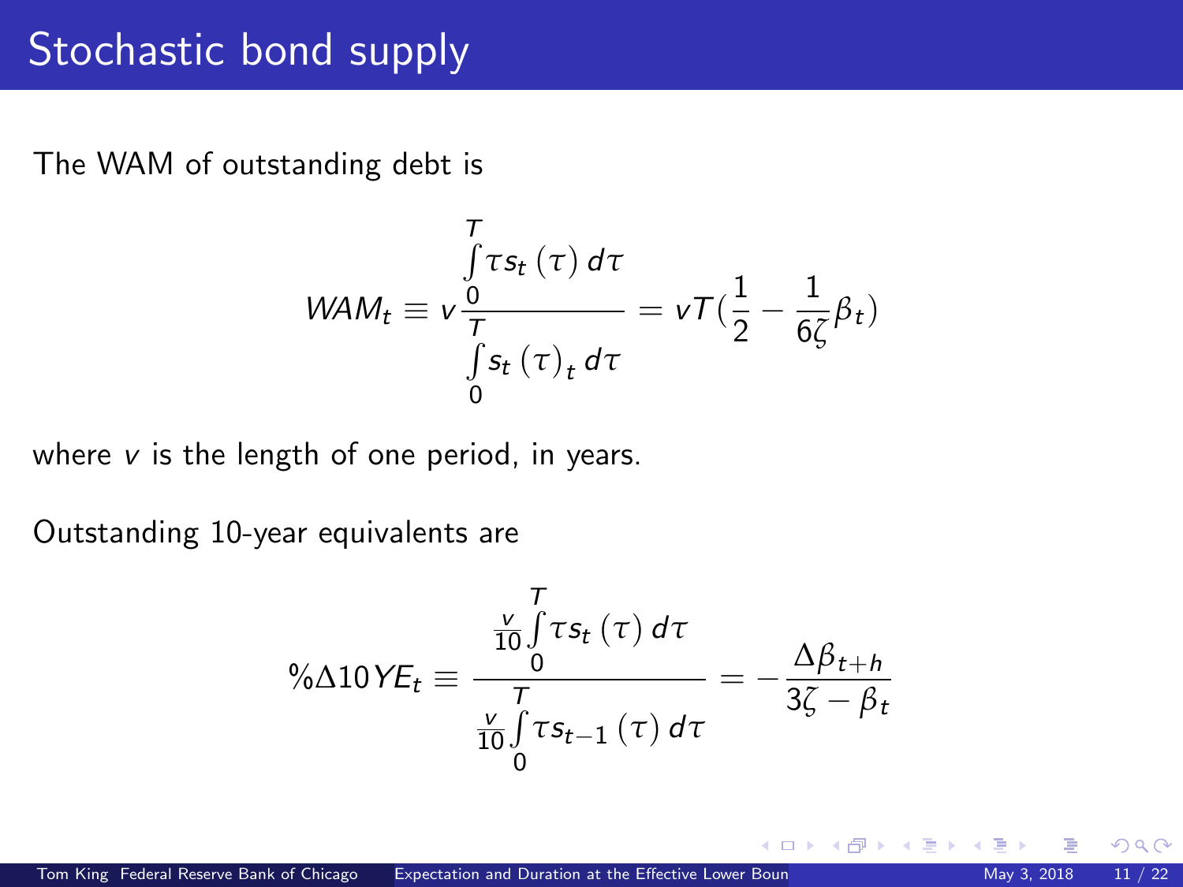# Stochastic bond supply

The WAM of outstanding debt is

$$WAM_t \equiv v \frac{\int_0^T \tau s_t(\tau)\, d\tau}{\int_0^T s_t(\tau)_t\, d\tau} = vT\left(\frac{1}{2} - \frac{1}{6\zeta}\beta_t\right)$$

where $v$ is the length of one period, in years.

Outstanding 10-year equivalents are

$$\%\Delta 10YE_t \equiv \frac{\frac{v}{10}\int_0^T \tau s_t(\tau)\, d\tau}{\frac{v}{10}\int_0^T \tau s_{t-1}(\tau)\, d\tau} = -\frac{\Delta\beta_{t+h}}{3\zeta - \beta_t}$$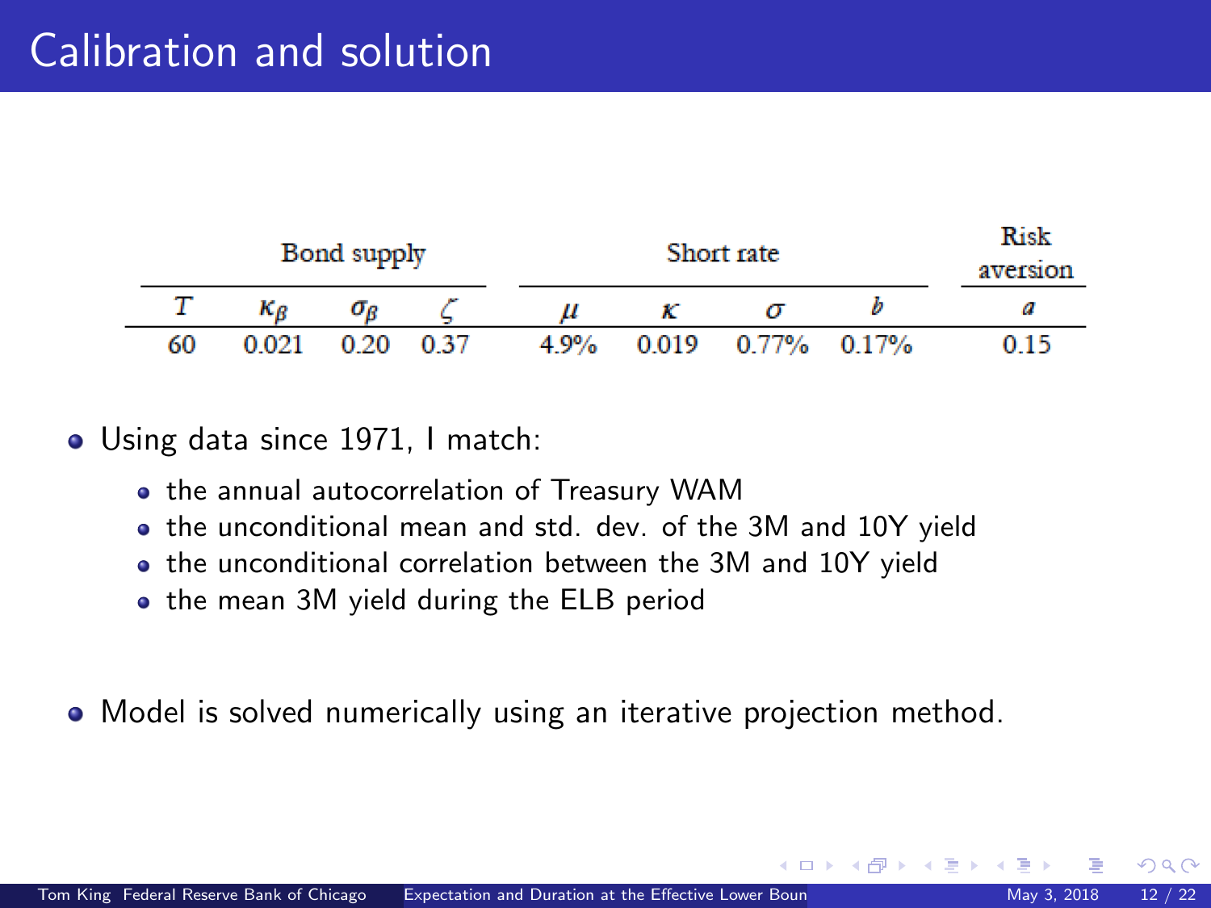# Calibration and solution

| Bond supply | | | | Short rate | | | | Risk aversion |
|---|---|---|---|---|---|---|---|---|
| $T$ | $\kappa_\beta$ | $\sigma_\beta$ | $\zeta$ | $\mu$ | $\kappa$ | $\sigma$ | $b$ | $a$ |
| 60 | 0.021 | 0.20 | 0.37 | 4.9% | 0.019 | 0.77% | 0.17% | 0.15 |

- Using data since 1971, I match:
  - the annual autocorrelation of Treasury WAM
  - the unconditional mean and std. dev. of the 3M and 10Y yield
  - the unconditional correlation between the 3M and 10Y yield
  - the mean 3M yield during the ELB period

- Model is solved numerically using an iterative projection method.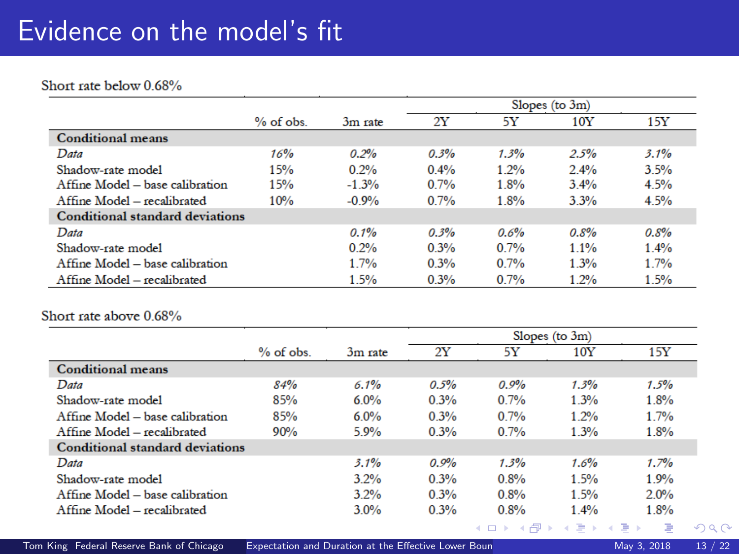# Evidence on the model's fit

Short rate below 0.68%

| | % of obs. | 3m rate | Slopes (to 3m) 2Y | 5Y | 10Y | 15Y |
|---|---|---|---|---|---|---|
| **Conditional means** | | | | | | |
| *Data* | *16%* | *0.2%* | *0.3%* | *1.3%* | *2.5%* | *3.1%* |
| Shadow-rate model | 15% | 0.2% | 0.4% | 1.2% | 2.4% | 3.5% |
| Affine Model – base calibration | 15% | -1.3% | 0.7% | 1.8% | 3.4% | 4.5% |
| Affine Model – recalibrated | 10% | -0.9% | 0.7% | 1.8% | 3.3% | 4.5% |
| **Conditional standard deviations** | | | | | | |
| *Data* | | *0.1%* | *0.3%* | *0.6%* | *0.8%* | *0.8%* |
| Shadow-rate model | | 0.2% | 0.3% | 0.7% | 1.1% | 1.4% |
| Affine Model – base calibration | | 1.7% | 0.3% | 0.7% | 1.3% | 1.7% |
| Affine Model – recalibrated | | 1.5% | 0.3% | 0.7% | 1.2% | 1.5% |

Short rate above 0.68%

| | % of obs. | 3m rate | Slopes (to 3m) 2Y | 5Y | 10Y | 15Y |
|---|---|---|---|---|---|---|
| **Conditional means** | | | | | | |
| *Data* | *84%* | *6.1%* | *0.5%* | *0.9%* | *1.3%* | *1.5%* |
| Shadow-rate model | 85% | 6.0% | 0.3% | 0.7% | 1.3% | 1.8% |
| Affine Model – base calibration | 85% | 6.0% | 0.3% | 0.7% | 1.2% | 1.7% |
| Affine Model – recalibrated | 90% | 5.9% | 0.3% | 0.7% | 1.3% | 1.8% |
| **Conditional standard deviations** | | | | | | |
| *Data* | | *3.1%* | *0.9%* | *1.3%* | *1.6%* | *1.7%* |
| Shadow-rate model | | 3.2% | 0.3% | 0.8% | 1.5% | 1.9% |
| Affine Model – base calibration | | 3.2% | 0.3% | 0.8% | 1.5% | 2.0% |
| Affine Model – recalibrated | | 3.0% | 0.3% | 0.8% | 1.4% | 1.8% |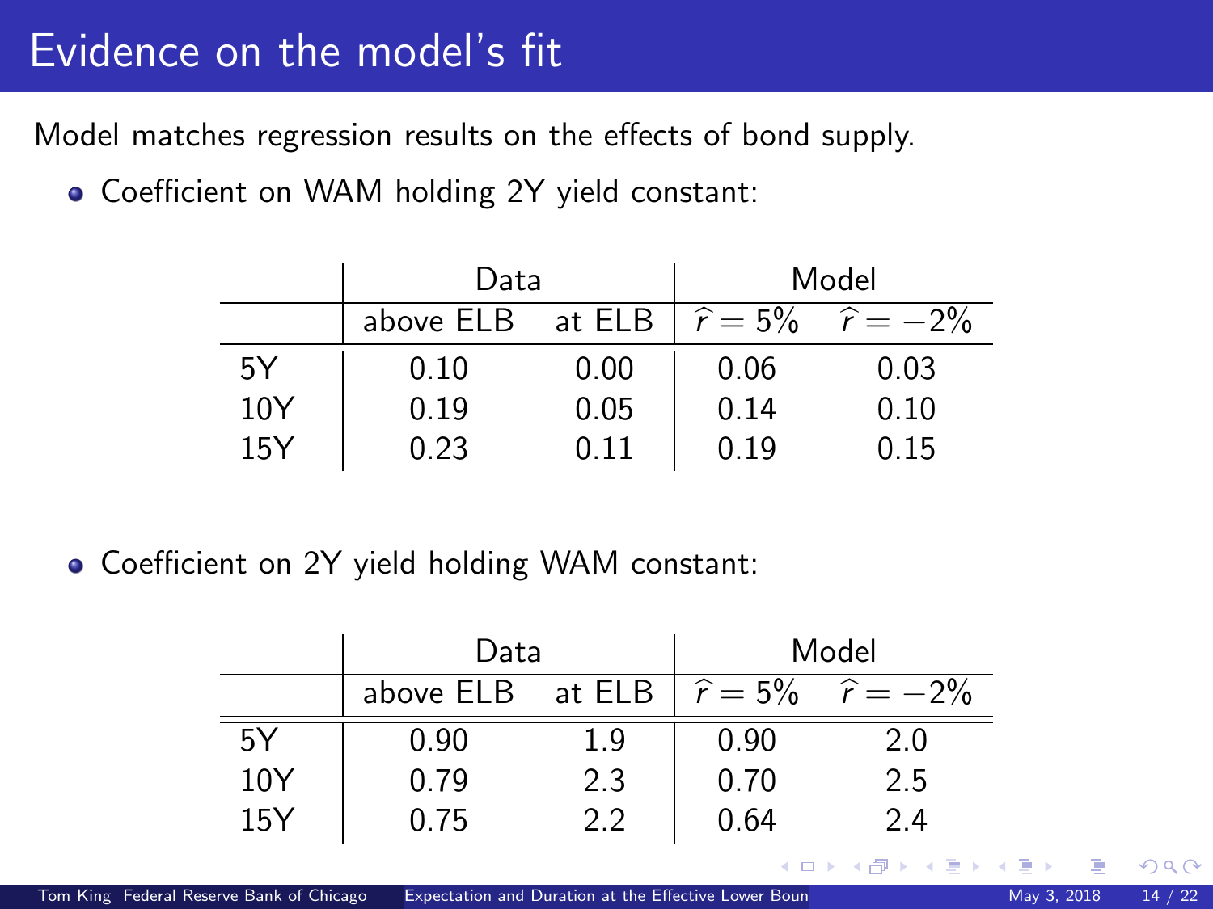# Evidence on the model's fit

Model matches regression results on the effects of bond supply.

- Coefficient on WAM holding 2Y yield constant:

| | Data | | Model | |
|---|---|---|---|---|
| | above ELB | at ELB | $\widehat{r} = 5\%$ | $\widehat{r} = -2\%$ |
| 5Y | 0.10 | 0.00 | 0.06 | 0.03 |
| 10Y | 0.19 | 0.05 | 0.14 | 0.10 |
| 15Y | 0.23 | 0.11 | 0.19 | 0.15 |

- Coefficient on 2Y yield holding WAM constant:

| | Data | | Model | |
|---|---|---|---|---|
| | above ELB | at ELB | $\widehat{r} = 5\%$ | $\widehat{r} = -2\%$ |
| 5Y | 0.90 | 1.9 | 0.90 | 2.0 |
| 10Y | 0.79 | 2.3 | 0.70 | 2.5 |
| 15Y | 0.75 | 2.2 | 0.64 | 2.4 |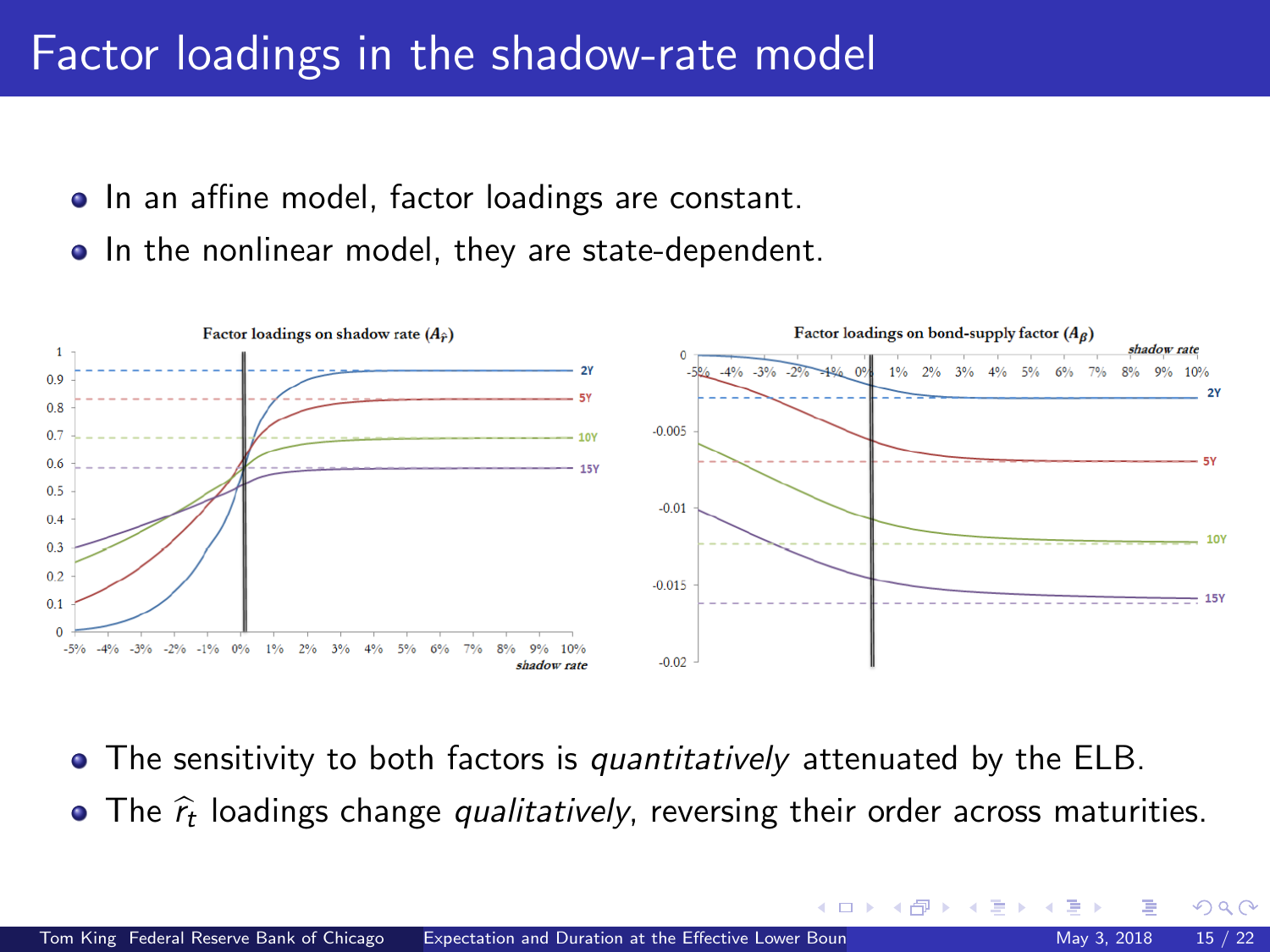# Factor loadings in the shadow-rate model

- In an affine model, factor loadings are constant.
- In the nonlinear model, they are state-dependent.

- The sensitivity to both factors is *quantitatively* attenuated by the ELB.
- The $\widehat{r}_t$ loadings change *qualitatively*, reversing their order across maturities.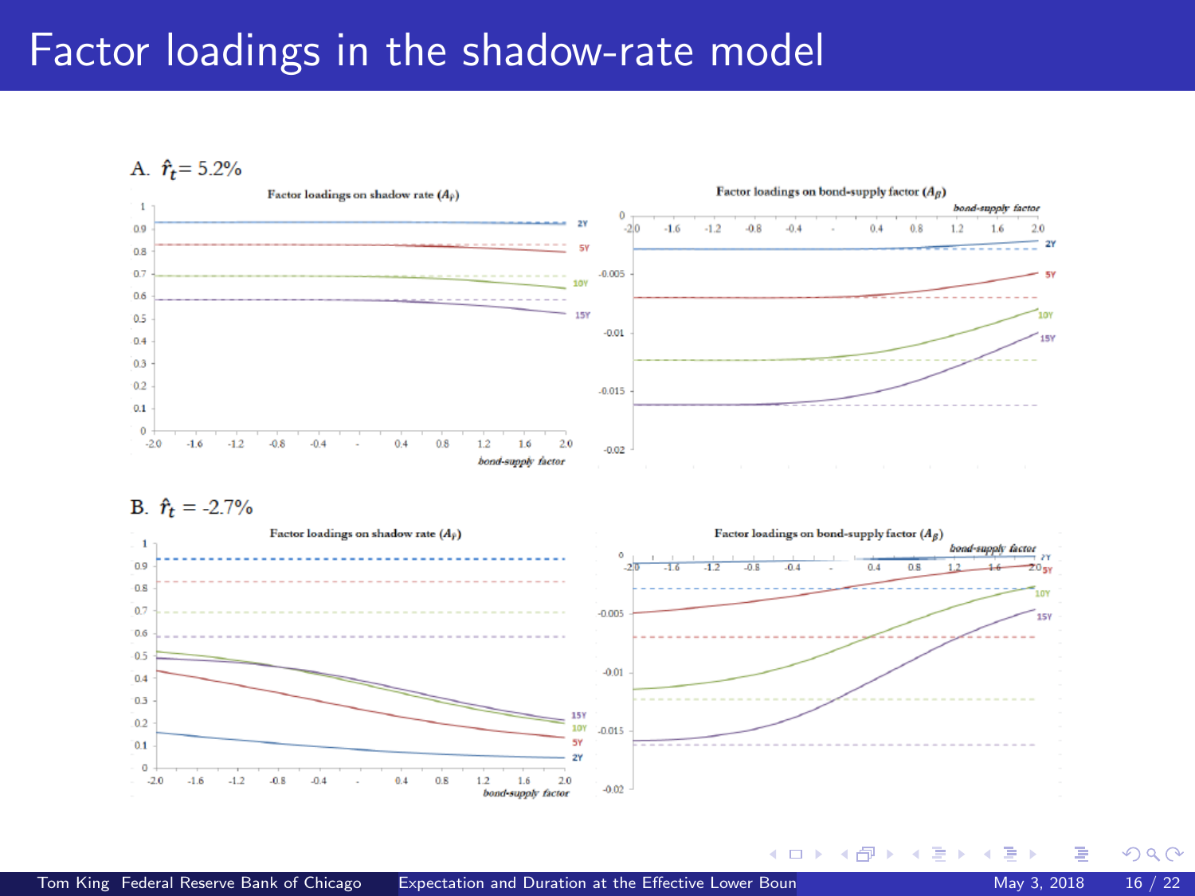# Factor loadings in the shadow-rate model

A. $\hat{r}_t = 5.2\%$

Factor loadings on shadow rate ($A_{\hat{r}}$)

Factor loadings on bond-supply factor ($A_{\beta}$)

B. $\hat{r}_t = -2.7\%$

Factor loadings on shadow rate ($A_{\hat{r}}$)

Factor loadings on bond-supply factor ($A_{\beta}$)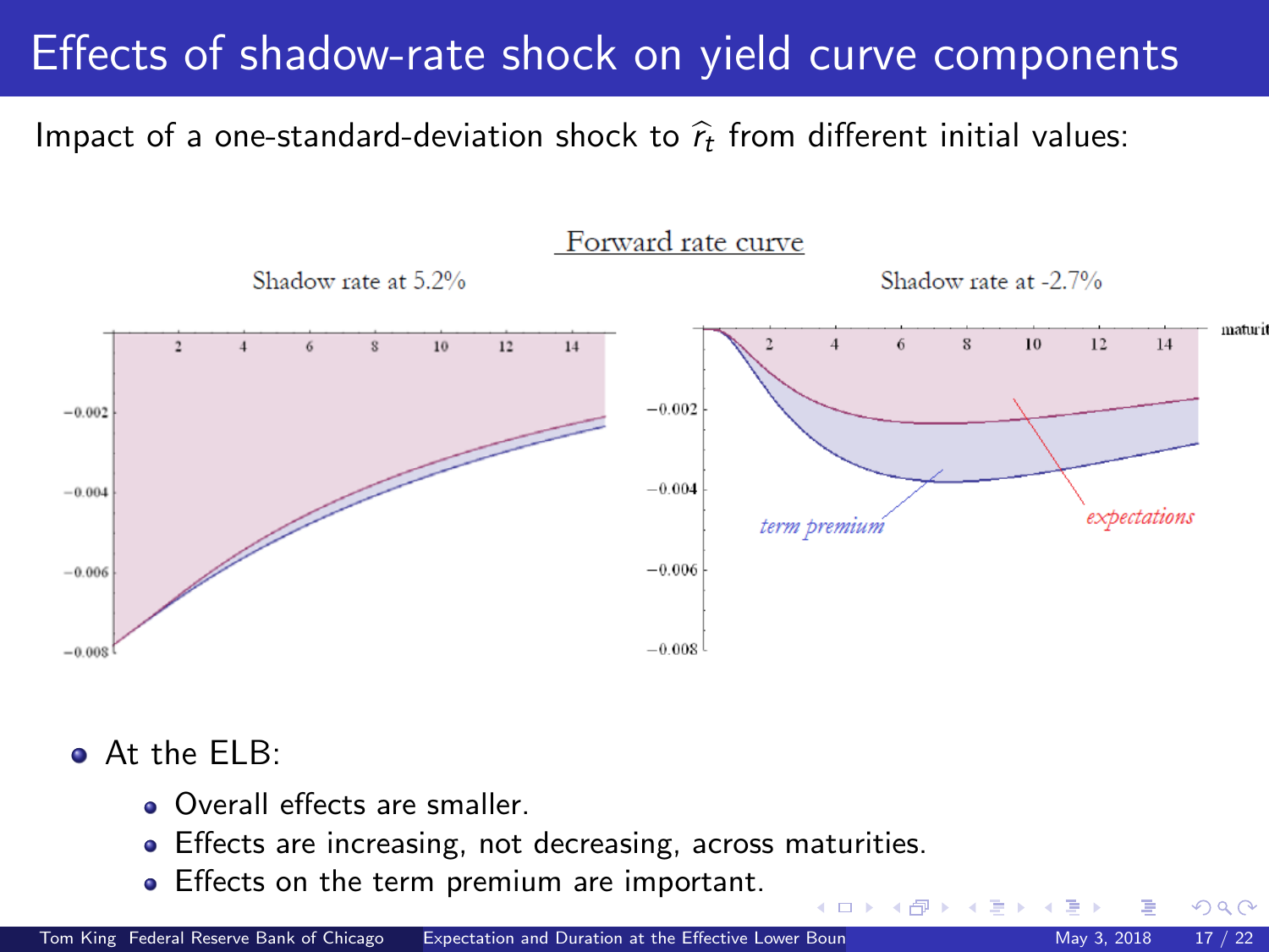# Effects of shadow-rate shock on yield curve components

Impact of a one-standard-deviation shock to $\widehat{r}_t$ from different initial values:

Forward rate curve

Shadow rate at 5.2% | Shadow rate at -2.7%

term premium | expectations

- At the ELB:
  - Overall effects are smaller.
  - Effects are increasing, not decreasing, across maturities.
  - Effects on the term premium are important.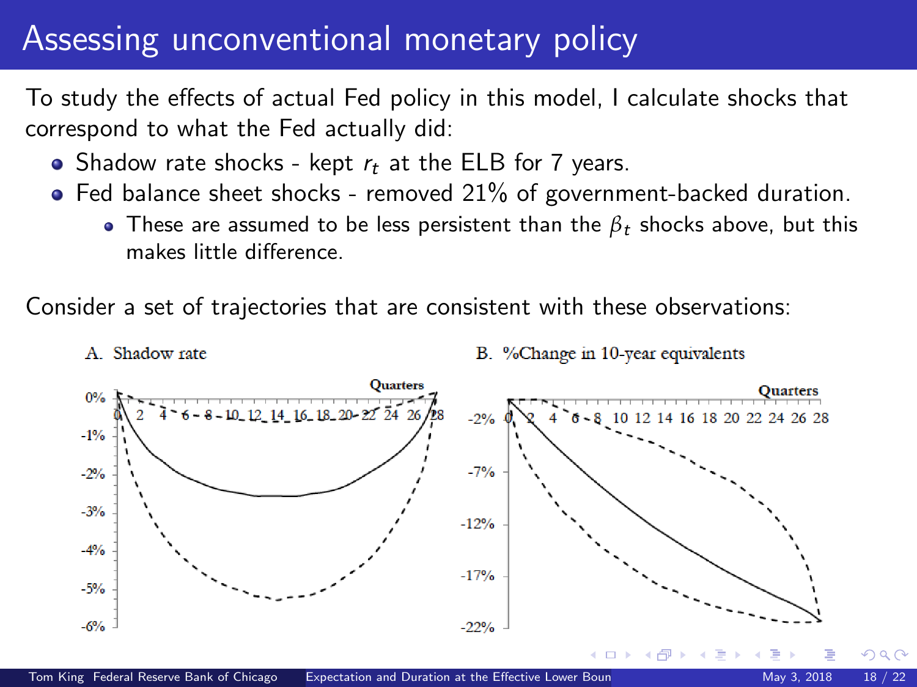# Assessing unconventional monetary policy

To study the effects of actual Fed policy in this model, I calculate shocks that correspond to what the Fed actually did:

- Shadow rate shocks - kept $r_t$ at the ELB for 7 years.
- Fed balance sheet shocks - removed 21% of government-backed duration.
  - These are assumed to be less persistent than the $\beta_t$ shocks above, but this makes little difference.

Consider a set of trajectories that are consistent with these observations:

A. Shadow rate

B. %Change in 10-year equivalents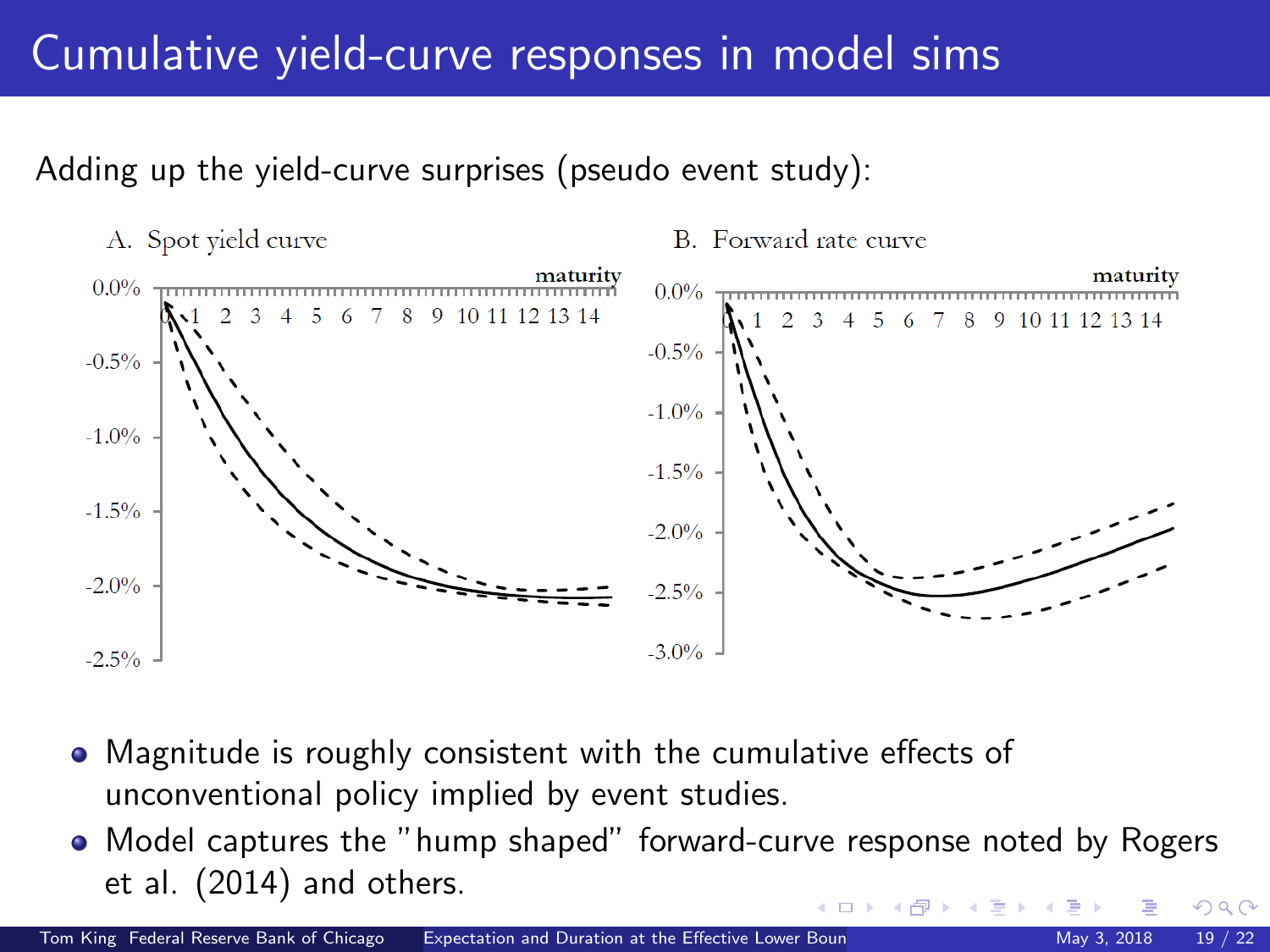# Cumulative yield-curve responses in model sims

Adding up the yield-curve surprises (pseudo event study):

A. Spot yield curve

B. Forward rate curve

- Magnitude is roughly consistent with the cumulative effects of unconventional policy implied by event studies.
- Model captures the "hump shaped" forward-curve response noted by Rogers et al. (2014) and others.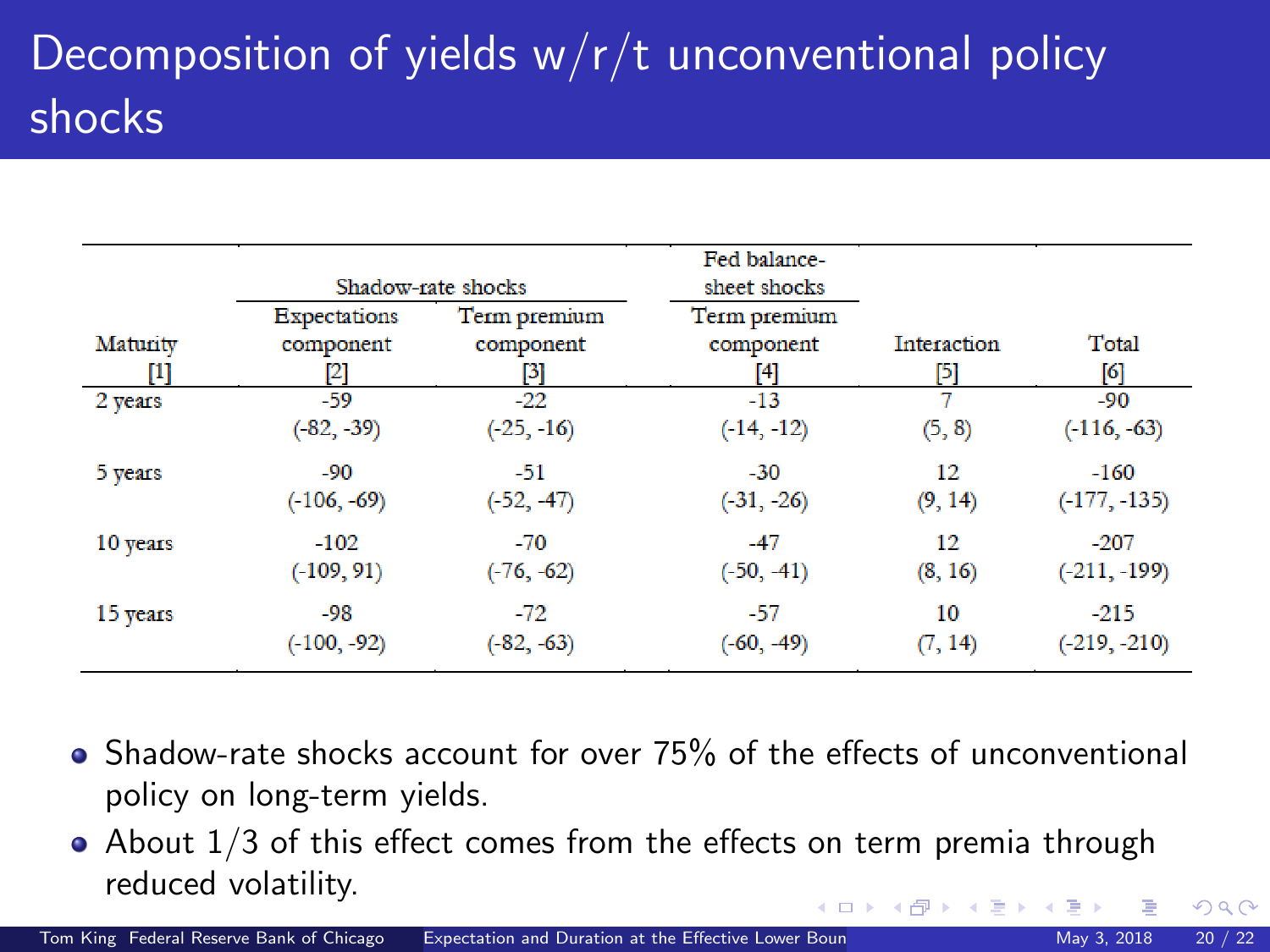# Decomposition of yields w/r/t unconventional policy shocks

| | Shadow-rate shocks | | Fed balance-sheet shocks | | |
|---|---|---|---|---|---|
| Maturity | Expectations component | Term premium component | Term premium component | Interaction | Total |
| [1] | [2] | [3] | [4] | [5] | [6] |
| 2 years | -59 | -22 | -13 | 7 | -90 |
| | (-82, -39) | (-25, -16) | (-14, -12) | (5, 8) | (-116, -63) |
| 5 years | -90 | -51 | -30 | 12 | -160 |
| | (-106, -69) | (-52, -47) | (-31, -26) | (9, 14) | (-177, -135) |
| 10 years | -102 | -70 | -47 | 12 | -207 |
| | (-109, 91) | (-76, -62) | (-50, -41) | (8, 16) | (-211, -199) |
| 15 years | -98 | -72 | -57 | 10 | -215 |
| | (-100, -92) | (-82, -63) | (-60, -49) | (7, 14) | (-219, -210) |

- Shadow-rate shocks account for over 75% of the effects of unconventional policy on long-term yields.
- About 1/3 of this effect comes from the effects on term premia through reduced volatility.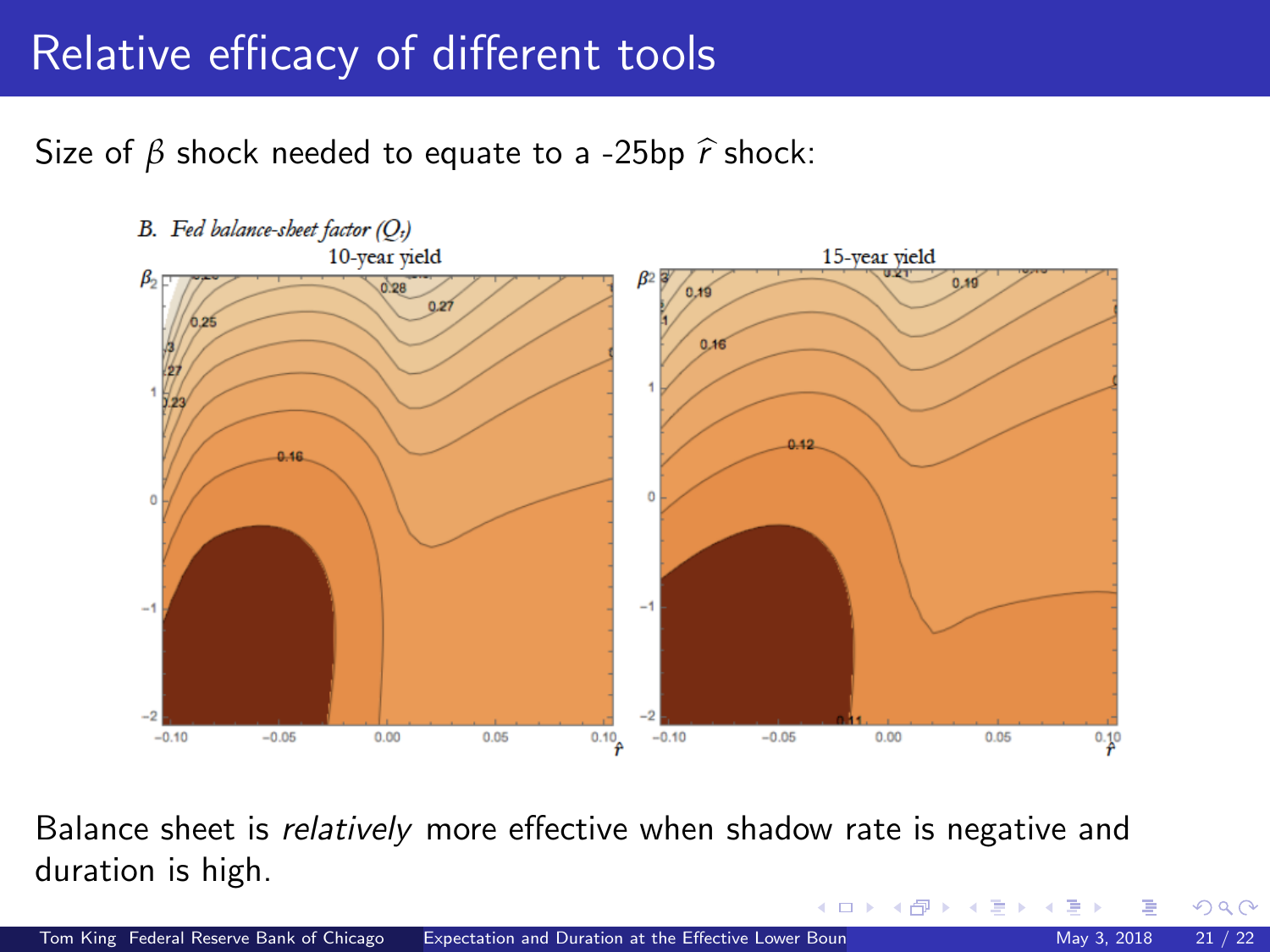# Relative efficacy of different tools

Size of $\beta$ shock needed to equate to a -25bp $\widehat{r}$ shock:

B. Fed balance-sheet factor ($Q_t$)

10-year yield

15-year yield

Balance sheet is *relatively* more effective when shadow rate is negative and duration is high.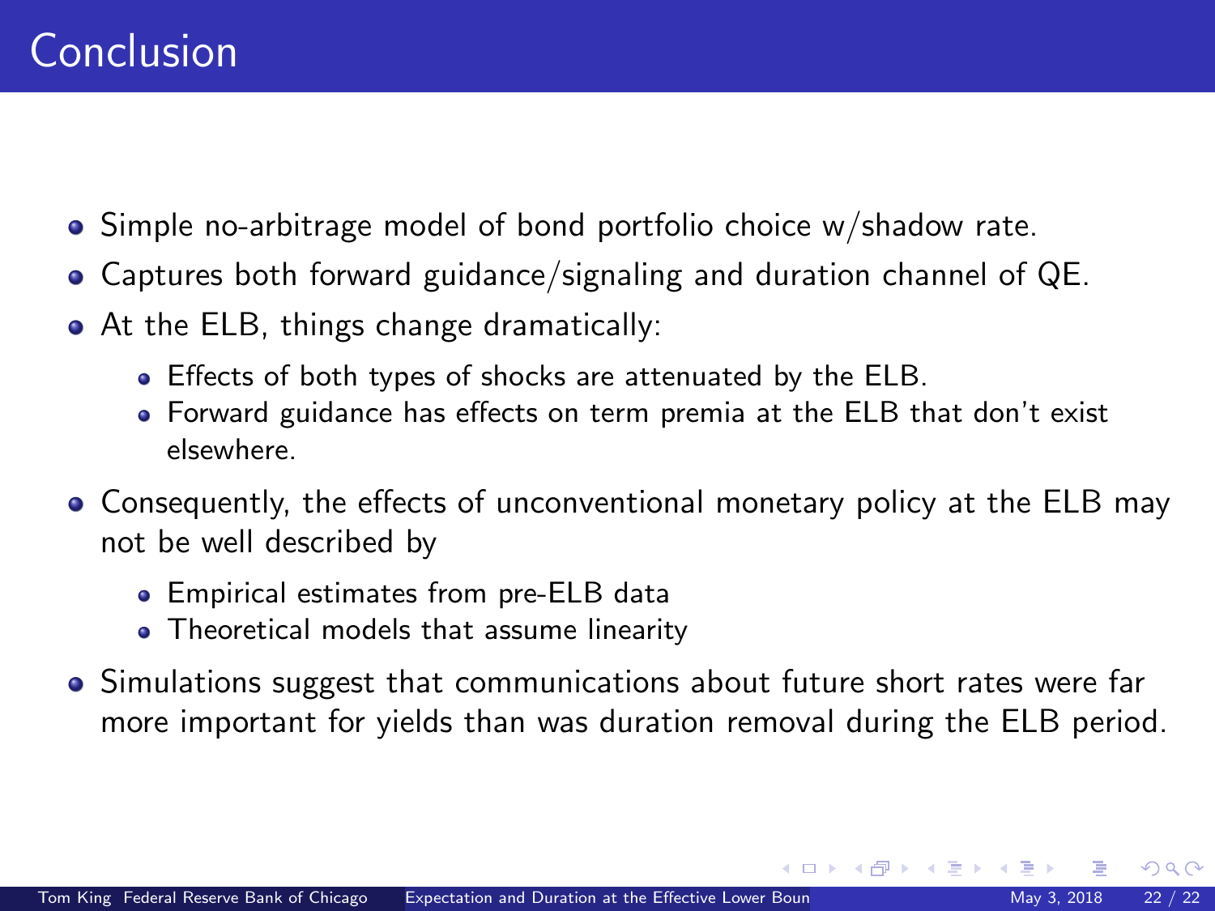# Conclusion

- Simple no-arbitrage model of bond portfolio choice w/shadow rate.
- Captures both forward guidance/signaling and duration channel of QE.
- At the ELB, things change dramatically:
  - Effects of both types of shocks are attenuated by the ELB.
  - Forward guidance has effects on term premia at the ELB that don't exist elsewhere.
- Consequently, the effects of unconventional monetary policy at the ELB may not be well described by
  - Empirical estimates from pre-ELB data
  - Theoretical models that assume linearity
- Simulations suggest that communications about future short rates were far more important for yields than was duration removal during the ELB period.